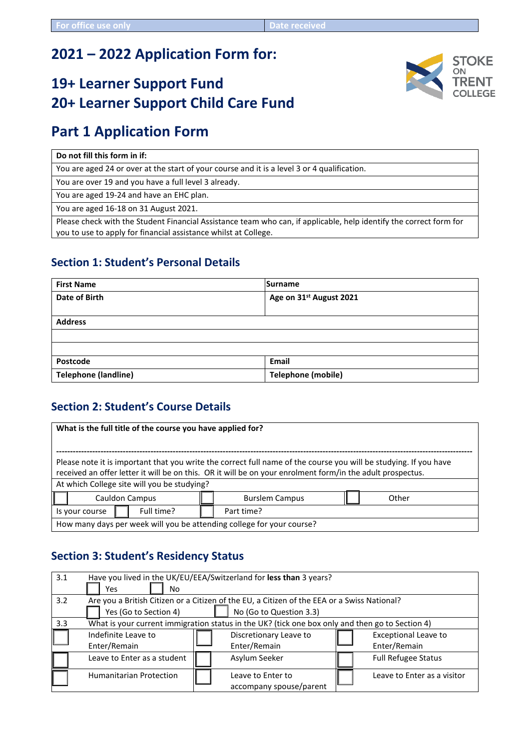| For office use only | Date received |
|---|---|

# 2021 – 2022 Application Form for:

## 19+ Learner Support Fund
## 20+ Learner Support Child Care Fund

STOKE ON TRENT COLLEGE

# Part 1 Application Form

| Do not fill this form in if: |
|---|
| You are aged 24 or over at the start of your course and it is a level 3 or 4 qualification. |
| You are over 19 and you have a full level 3 already. |
| You are aged 19-24 and have an EHC plan. |
| You are aged 16-18 on 31 August 2021. |
| Please check with the Student Financial Assistance team who can, if applicable, help identify the correct form for you to use to apply for financial assistance whilst at College. |

## Section 1: Student's Personal Details

| **First Name** | **Surname** |
|---|---|
| **Date of Birth** | **Age on 31st August 2021** |
| **Address** | |
| | |
| | |
| **Postcode** | **Email** |
| **Telephone (landline)** | **Telephone (mobile)** |

## Section 2: Student's Course Details

| **What is the full title of the course you have applied for?** | | | | | |
|---|---|---|---|---|---|
| Please note it is important that you write the correct full name of the course you will be studying. If you have received an offer letter it will be on this. OR it will be on your enrolment form/in the adult prospectus. | | | | | |
| At which College site will you be studying? | | | | | |
| ☐ | Cauldon Campus | ☐ | Burslem Campus | ☐ | Other |
| Is your course ☐ | Full time? | ☐ | Part time? | | |
| How many days per week will you be attending college for your course? | | | | | |

## Section 3: Student's Residency Status

| 3.1 | Have you lived in the UK/EU/EEA/Switzerland for **less than** 3 years?<br>☐ Yes ☐ No | | | | |
|---|---|---|---|---|---|
| 3.2 | Are you a British Citizen or a Citizen of the EU, a Citizen of the EEA or a Swiss National?<br>☐ Yes (Go to Section 4) ☐ No (Go to Question 3.3) | | | | |
| 3.3 | What is your current immigration status in the UK? (tick one box only and then go to Section 4) | | | | |
| ☐ | Indefinite Leave to Enter/Remain | ☐ | Discretionary Leave to Enter/Remain | ☐ | Exceptional Leave to Enter/Remain |
| ☐ | Leave to Enter as a student | ☐ | Asylum Seeker | ☐ | Full Refugee Status |
| ☐ | Humanitarian Protection | ☐ | Leave to Enter to accompany spouse/parent | ☐ | Leave to Enter as a visitor |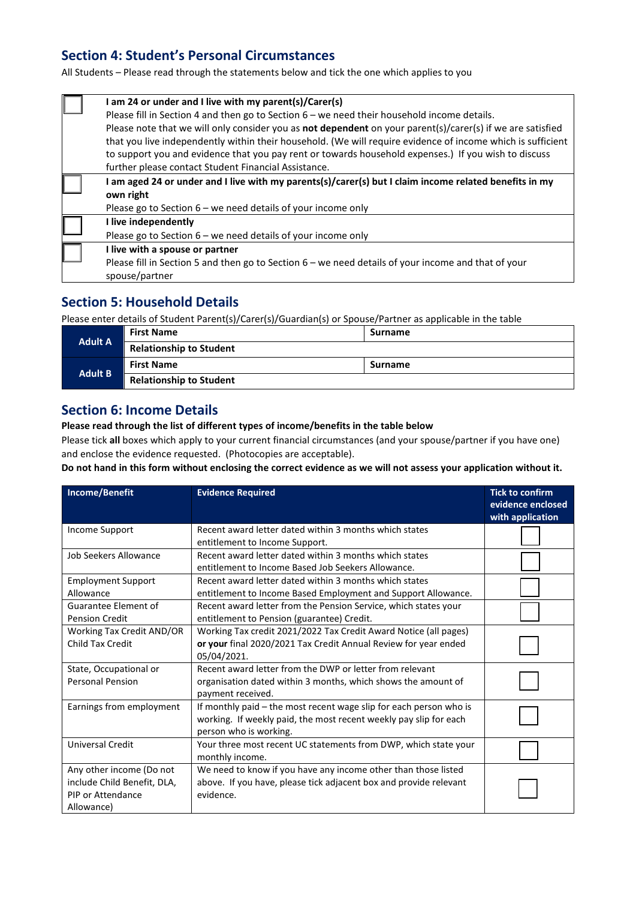## Section 4: Student's Personal Circumstances

All Students – Please read through the statements below and tick the one which applies to you

| | |
|---|---|
| ☐ | **I am 24 or under and I live with my parent(s)/Carer(s)**<br>Please fill in Section 4 and then go to Section 6 – we need their household income details.<br>Please note that we will only consider you as **not dependent** on your parent(s)/carer(s) if we are satisfied that you live independently within their household. (We will require evidence of income which is sufficient to support you and evidence that you pay rent or towards household expenses.) If you wish to discuss further please contact Student Financial Assistance. |
| ☐ | **I am aged 24 or under and I live with my parents(s)/carer(s) but I claim income related benefits in my own right**<br>Please go to Section 6 – we need details of your income only |
| ☐ | **I live independently**<br>Please go to Section 6 – we need details of your income only |
| ☐ | **I live with a spouse or partner**<br>Please fill in Section 5 and then go to Section 6 – we need details of your income and that of your spouse/partner |

## Section 5: Household Details

Please enter details of Student Parent(s)/Carer(s)/Guardian(s) or Spouse/Partner as applicable in the table

| | | |
|---|---|---|
| **Adult A** | **First Name** | **Surname** |
| | **Relationship to Student** | |
| **Adult B** | **First Name** | **Surname** |
| | **Relationship to Student** | |

## Section 6: Income Details

**Please read through the list of different types of income/benefits in the table below**

Please tick **all** boxes which apply to your current financial circumstances (and your spouse/partner if you have one) and enclose the evidence requested. (Photocopies are acceptable).

**Do not hand in this form without enclosing the correct evidence as we will not assess your application without it.**

| Income/Benefit | Evidence Required | Tick to confirm evidence enclosed with application |
|---|---|---|
| Income Support | Recent award letter dated within 3 months which states entitlement to Income Support. | ☐ |
| Job Seekers Allowance | Recent award letter dated within 3 months which states entitlement to Income Based Job Seekers Allowance. | ☐ |
| Employment Support Allowance | Recent award letter dated within 3 months which states entitlement to Income Based Employment and Support Allowance. | ☐ |
| Guarantee Element of Pension Credit | Recent award letter from the Pension Service, which states your entitlement to Pension (guarantee) Credit. | ☐ |
| Working Tax Credit AND/OR Child Tax Credit | Working Tax credit 2021/2022 Tax Credit Award Notice (all pages) **or your** final 2020/2021 Tax Credit Annual Review for year ended 05/04/2021. | ☐ |
| State, Occupational or Personal Pension | Recent award letter from the DWP or letter from relevant organisation dated within 3 months, which shows the amount of payment received. | ☐ |
| Earnings from employment | If monthly paid – the most recent wage slip for each person who is working. If weekly paid, the most recent weekly pay slip for each person who is working. | ☐ |
| Universal Credit | Your three most recent UC statements from DWP, which state your monthly income. | ☐ |
| Any other income (Do not include Child Benefit, DLA, PIP or Attendance Allowance) | We need to know if you have any income other than those listed above. If you have, please tick adjacent box and provide relevant evidence. | ☐ |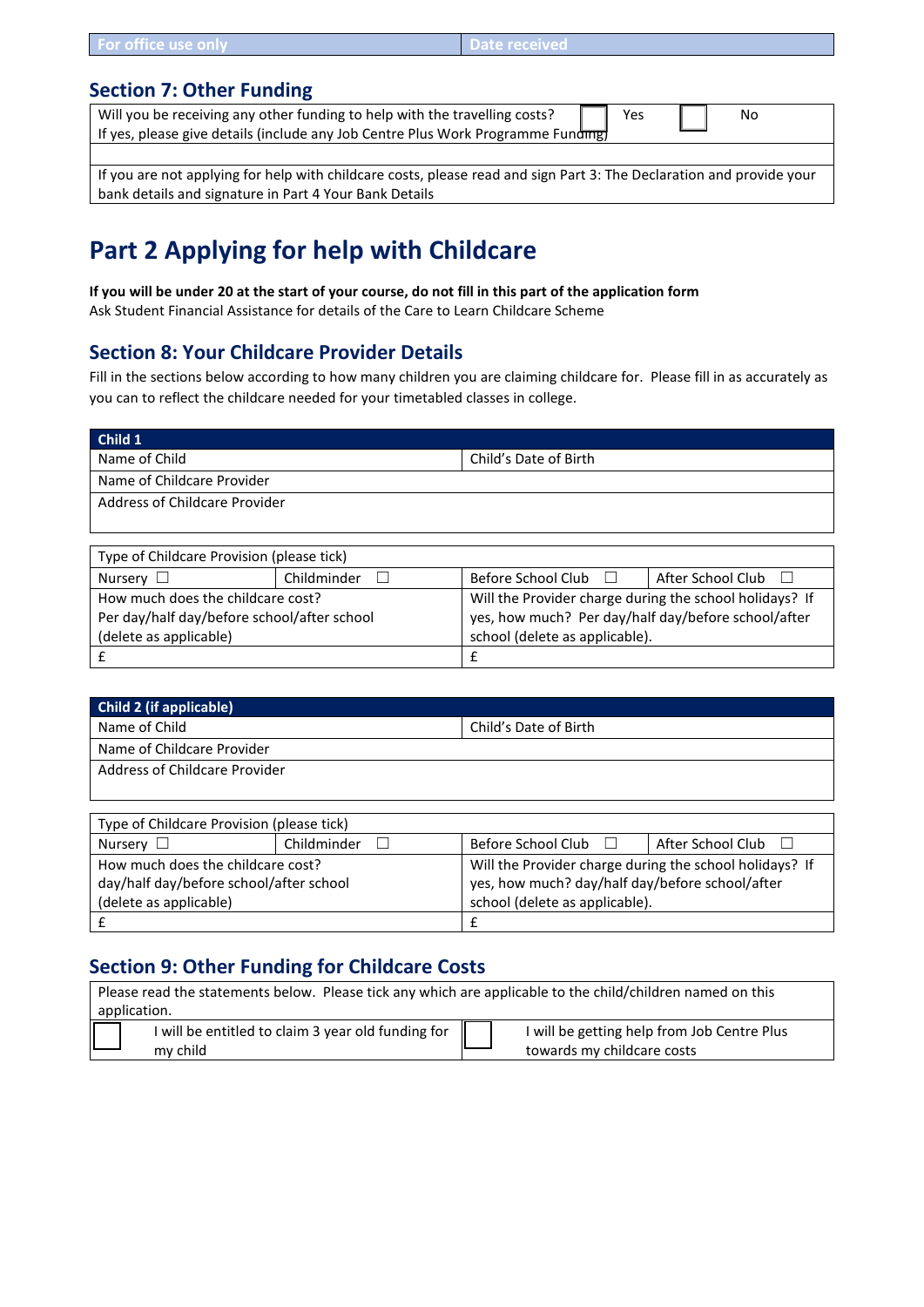| For office use only | Date received |
|---|---|

## Section 7: Other Funding

| Will you be receiving any other funding to help with the travelling costs? ☐ Yes ☐ No<br>If yes, please give details (include any Job Centre Plus Work Programme Funding) |
|---|
| |
| If you are not applying for help with childcare costs, please read and sign Part 3: The Declaration and provide your bank details and signature in Part 4 Your Bank Details |

# Part 2 Applying for help with Childcare

**If you will be under 20 at the start of your course, do not fill in this part of the application form**
Ask Student Financial Assistance for details of the Care to Learn Childcare Scheme

## Section 8: Your Childcare Provider Details

Fill in the sections below according to how many children you are claiming childcare for. Please fill in as accurately as you can to reflect the childcare needed for your timetabled classes in college.

| **Child 1** | |
|---|---|
| Name of Child | Child's Date of Birth |
| Name of Childcare Provider | |
| Address of Childcare Provider | |

| Type of Childcare Provision (please tick) | | | |
|---|---|---|---|
| Nursery ☐ | Childminder ☐ | Before School Club ☐ | After School Club ☐ |
| How much does the childcare cost?<br>Per day/half day/before school/after school<br>(delete as applicable) | | Will the Provider charge during the school holidays? If yes, how much? Per day/half day/before school/after school (delete as applicable). | |
| £ | | £ | |

| **Child 2 (if applicable)** | |
|---|---|
| Name of Child | Child's Date of Birth |
| Name of Childcare Provider | |
| Address of Childcare Provider | |

| Type of Childcare Provision (please tick) | | | |
|---|---|---|---|
| Nursery ☐ | Childminder ☐ | Before School Club ☐ | After School Club ☐ |
| How much does the childcare cost?<br>day/half day/before school/after school<br>(delete as applicable) | | Will the Provider charge during the school holidays? If yes, how much? day/half day/before school/after school (delete as applicable). | |
| £ | | £ | |

## Section 9: Other Funding for Childcare Costs

| Please read the statements below. Please tick any which are applicable to the child/children named on this application. | |
|---|---|
| ☐ I will be entitled to claim 3 year old funding for my child | ☐ I will be getting help from Job Centre Plus towards my childcare costs |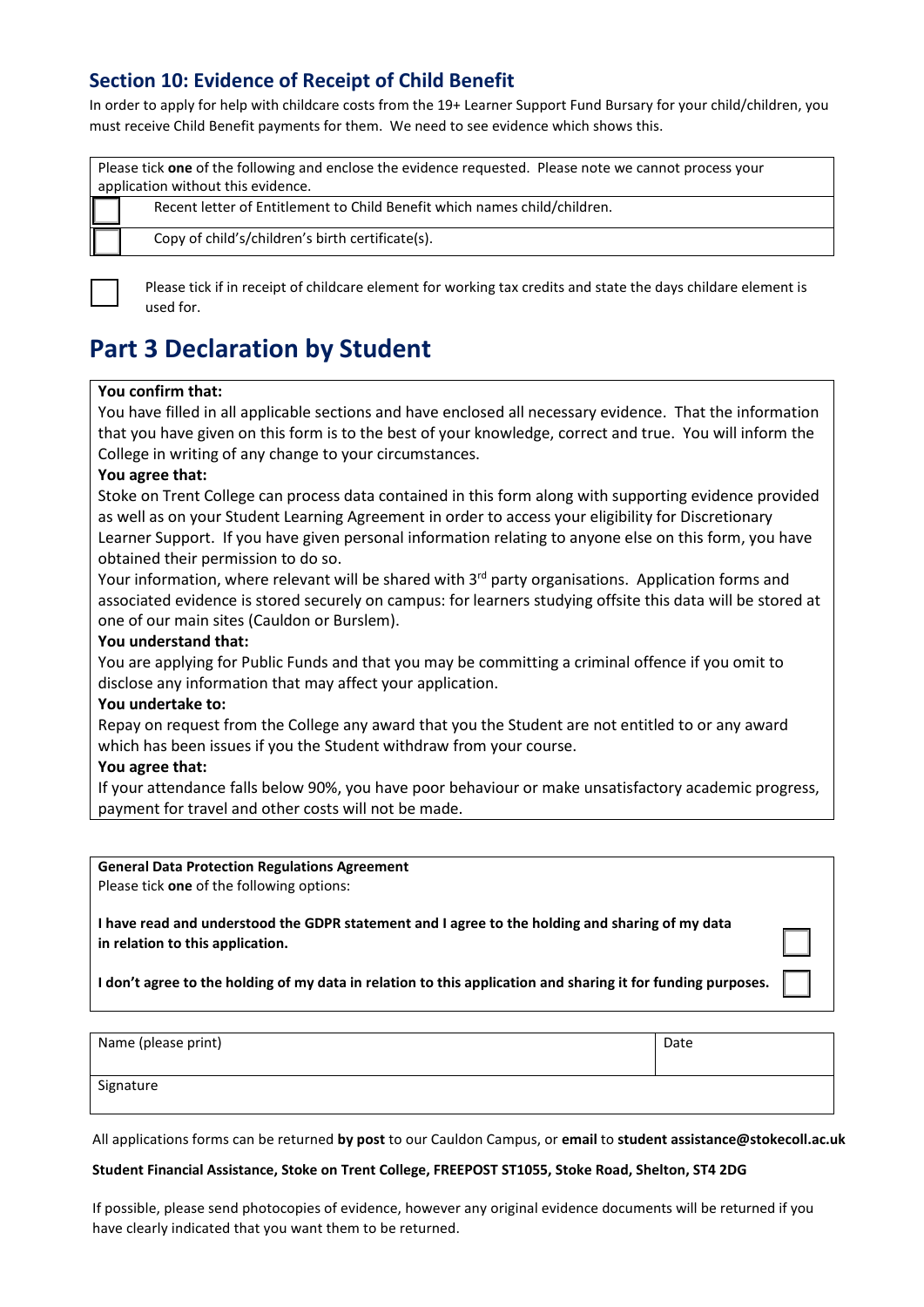## Section 10: Evidence of Receipt of Child Benefit

In order to apply for help with childcare costs from the 19+ Learner Support Fund Bursary for your child/children, you must receive Child Benefit payments for them. We need to see evidence which shows this.

| | |
|---|---|
| Please tick **one** of the following and enclose the evidence requested. Please note we cannot process your application without this evidence. | |
| ☐ | Recent letter of Entitlement to Child Benefit which names child/children. |
| ☐ | Copy of child's/children's birth certificate(s). |

☐ Please tick if in receipt of childcare element for working tax credits and state the days childare element is used for.

# Part 3 Declaration by Student

**You confirm that:**
You have filled in all applicable sections and have enclosed all necessary evidence. That the information that you have given on this form is to the best of your knowledge, correct and true. You will inform the College in writing of any change to your circumstances.

**You agree that:**
Stoke on Trent College can process data contained in this form along with supporting evidence provided as well as on your Student Learning Agreement in order to access your eligibility for Discretionary Learner Support. If you have given personal information relating to anyone else on this form, you have obtained their permission to do so.
Your information, where relevant will be shared with 3rd party organisations. Application forms and associated evidence is stored securely on campus: for learners studying offsite this data will be stored at one of our main sites (Cauldon or Burslem).

**You understand that:**
You are applying for Public Funds and that you may be committing a criminal offence if you omit to disclose any information that may affect your application.

**You undertake to:**
Repay on request from the College any award that you the Student are not entitled to or any award which has been issues if you the Student withdraw from your course.

**You agree that:**
If your attendance falls below 90%, you have poor behaviour or make unsatisfactory academic progress, payment for travel and other costs will not be made.

**General Data Protection Regulations Agreement**
Please tick **one** of the following options:

**I have read and understood the GDPR statement and I agree to the holding and sharing of my data in relation to this application.** ☐

**I don't agree to the holding of my data in relation to this application and sharing it for funding purposes.** ☐

| Name (please print) | Date |
|---|---|
| Signature | |

All applications forms can be returned **by post** to our Cauldon Campus, or **email** to **student assistance@stokecoll.ac.uk**

**Student Financial Assistance, Stoke on Trent College, FREEPOST ST1055, Stoke Road, Shelton, ST4 2DG**

If possible, please send photocopies of evidence, however any original evidence documents will be returned if you have clearly indicated that you want them to be returned.